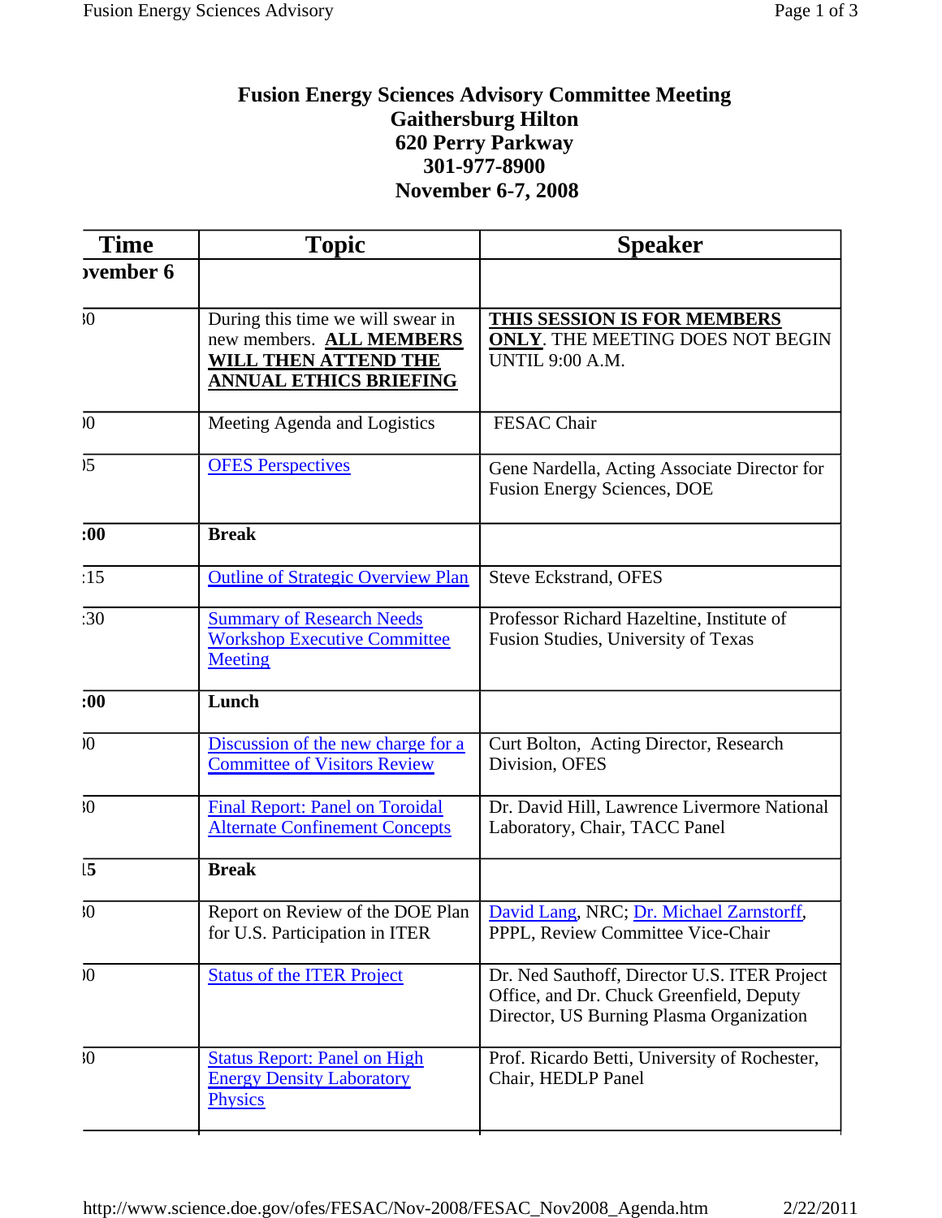# Fusion Energy Sciences Advisory Committee Meeting
## Gaithersburg Hilton
## 620 Perry Parkway
## 301-977-8900
## November 6-7, 2008

| Time | Topic | Speaker |
|---|---|---|
| **›vember 6** | | |
| ›0 | During this time we will swear in new members. **ALL MEMBERS WILL THEN ATTEND THE ANNUAL ETHICS BRIEFING** | **THIS SESSION IS FOR MEMBERS ONLY**. THE MEETING DOES NOT BEGIN UNTIL 9:00 A.M. |
| ›0 | Meeting Agenda and Logistics | FESAC Chair |
| ›5 | OFES Perspectives | Gene Nardella, Acting Associate Director for Fusion Energy Sciences, DOE |
| **:00** | **Break** | |
| :15 | Outline of Strategic Overview Plan | Steve Eckstrand, OFES |
| :30 | Summary of Research Needs Workshop Executive Committee Meeting | Professor Richard Hazeltine, Institute of Fusion Studies, University of Texas |
| **:00** | **Lunch** | |
| ›0 | Discussion of the new charge for a Committee of Visitors Review | Curt Bolton, Acting Director, Research Division, OFES |
| ›0 | Final Report: Panel on Toroidal Alternate Confinement Concepts | Dr. David Hill, Lawrence Livermore National Laboratory, Chair, TACC Panel |
| **15** | **Break** | |
| ›0 | Report on Review of the DOE Plan for U.S. Participation in ITER | David Lang, NRC; Dr. Michael Zarnstorff, PPPL, Review Committee Vice-Chair |
| ›0 | Status of the ITER Project | Dr. Ned Sauthoff, Director U.S. ITER Project Office, and Dr. Chuck Greenfield, Deputy Director, US Burning Plasma Organization |
| ›0 | Status Report: Panel on High Energy Density Laboratory Physics | Prof. Ricardo Betti, University of Rochester, Chair, HEDLP Panel |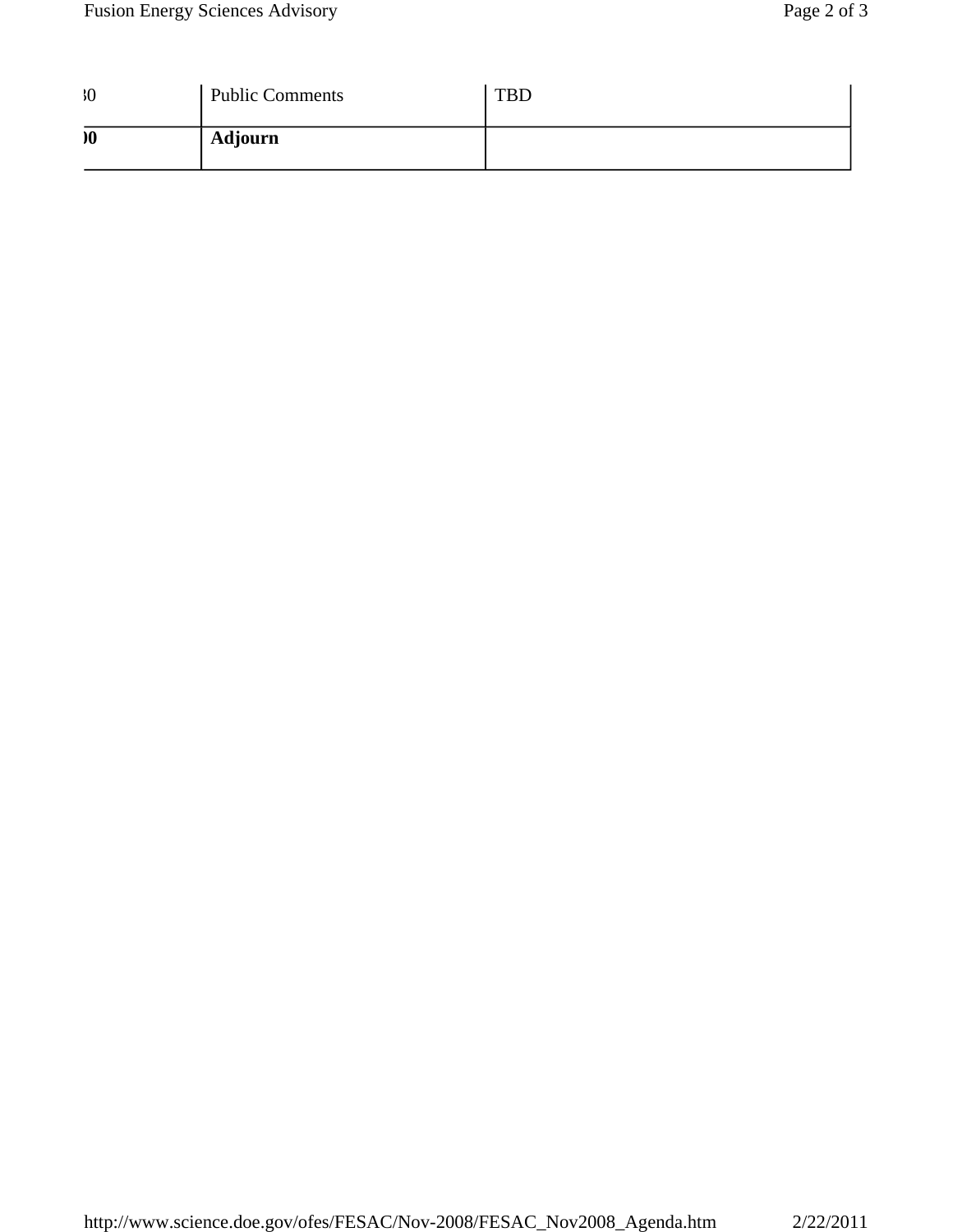| | | |
|---|---|---|
| :30 | Public Comments | TBD |
| **:00** | **Adjourn** | |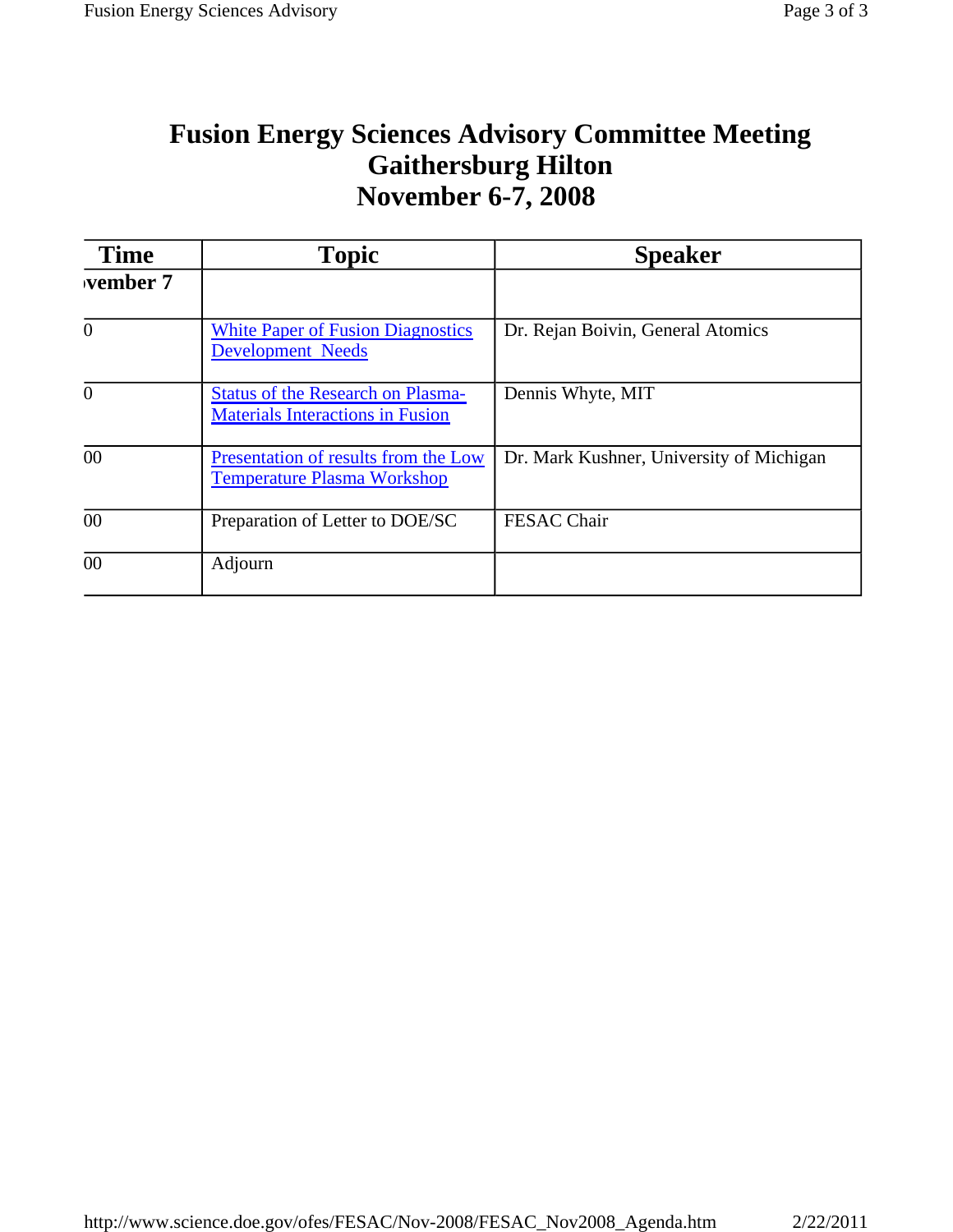# Fusion Energy Sciences Advisory Committee Meeting
# Gaithersburg Hilton
# November 6-7, 2008

| Time | Topic | Speaker |
|---|---|---|
| **vember 7** | | |
| 0 | White Paper of Fusion Diagnostics Development Needs | Dr. Rejan Boivin, General Atomics |
| 0 | Status of the Research on Plasma-Materials Interactions in Fusion | Dennis Whyte, MIT |
| 00 | Presentation of results from the Low Temperature Plasma Workshop | Dr. Mark Kushner, University of Michigan |
| 00 | Preparation of Letter to DOE/SC | FESAC Chair |
| 00 | Adjourn | |